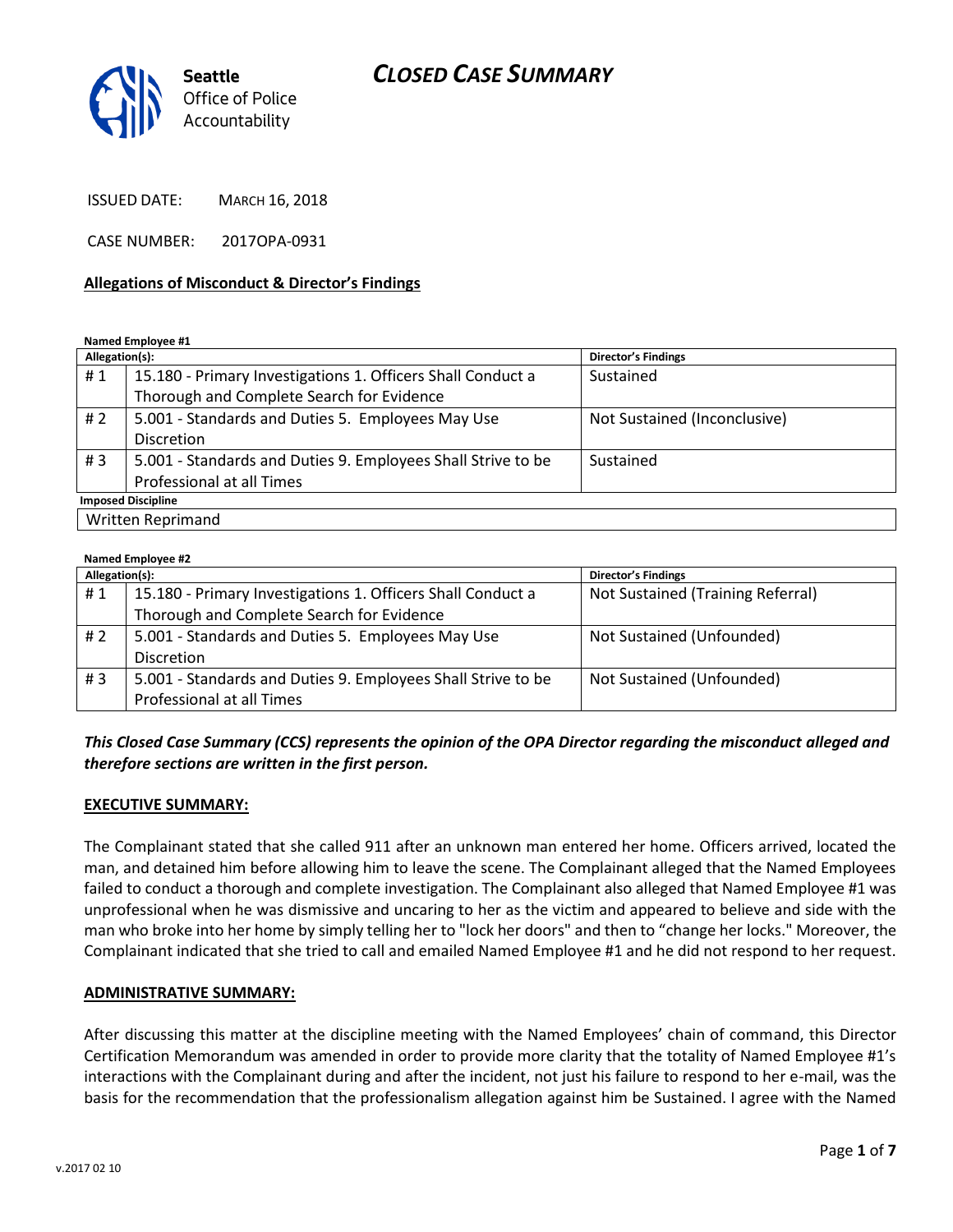Seattle Office of Police Accountability

# CLOSED CASE SUMMARY

ISSUED DATE: MARCH 16, 2018

CASE NUMBER: 2017OPA-0931

**Allegations of Misconduct & Director's Findings**

**Named Employee #1**

| Allegation(s): | | Director's Findings |
|---|---|---|
| # 1 | 15.180 - Primary Investigations 1. Officers Shall Conduct a Thorough and Complete Search for Evidence | Sustained |
| # 2 | 5.001 - Standards and Duties 5. Employees May Use Discretion | Not Sustained (Inconclusive) |
| # 3 | 5.001 - Standards and Duties 9. Employees Shall Strive to be Professional at all Times | Sustained |
| **Imposed Discipline** | | |
| Written Reprimand | | |

**Named Employee #2**

| Allegation(s): | | Director's Findings |
|---|---|---|
| # 1 | 15.180 - Primary Investigations 1. Officers Shall Conduct a Thorough and Complete Search for Evidence | Not Sustained (Training Referral) |
| # 2 | 5.001 - Standards and Duties 5. Employees May Use Discretion | Not Sustained (Unfounded) |
| # 3 | 5.001 - Standards and Duties 9. Employees Shall Strive to be Professional at all Times | Not Sustained (Unfounded) |

***This Closed Case Summary (CCS) represents the opinion of the OPA Director regarding the misconduct alleged and therefore sections are written in the first person.***

**EXECUTIVE SUMMARY:**

The Complainant stated that she called 911 after an unknown man entered her home. Officers arrived, located the man, and detained him before allowing him to leave the scene. The Complainant alleged that the Named Employees failed to conduct a thorough and complete investigation. The Complainant also alleged that Named Employee #1 was unprofessional when he was dismissive and uncaring to her as the victim and appeared to believe and side with the man who broke into her home by simply telling her to "lock her doors" and then to "change her locks." Moreover, the Complainant indicated that she tried to call and emailed Named Employee #1 and he did not respond to her request.

**ADMINISTRATIVE SUMMARY:**

After discussing this matter at the discipline meeting with the Named Employees' chain of command, this Director Certification Memorandum was amended in order to provide more clarity that the totality of Named Employee #1's interactions with the Complainant during and after the incident, not just his failure to respond to her e-mail, was the basis for the recommendation that the professionalism allegation against him be Sustained. I agree with the Named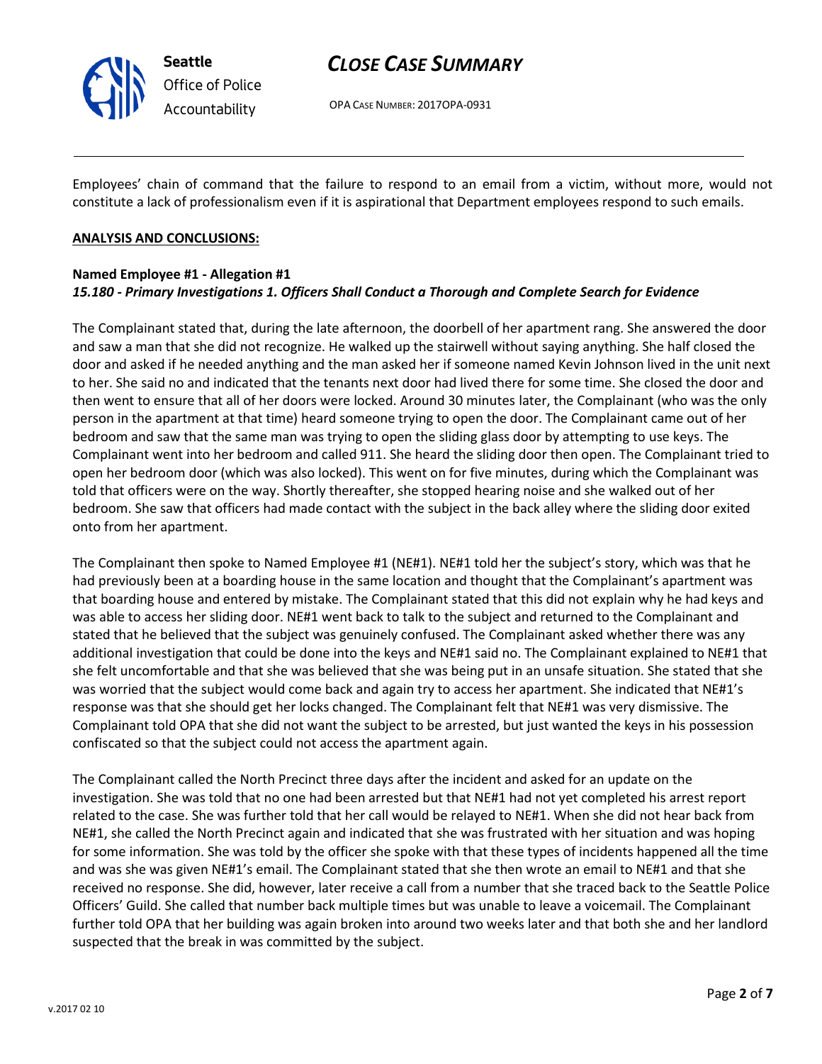Employees' chain of command that the failure to respond to an email from a victim, without more, would not constitute a lack of professionalism even if it is aspirational that Department employees respond to such emails.

**ANALYSIS AND CONCLUSIONS:**

**Named Employee #1 - Allegation #1**
***15.180 - Primary Investigations 1. Officers Shall Conduct a Thorough and Complete Search for Evidence***

The Complainant stated that, during the late afternoon, the doorbell of her apartment rang. She answered the door and saw a man that she did not recognize. He walked up the stairwell without saying anything. She half closed the door and asked if he needed anything and the man asked her if someone named Kevin Johnson lived in the unit next to her. She said no and indicated that the tenants next door had lived there for some time. She closed the door and then went to ensure that all of her doors were locked. Around 30 minutes later, the Complainant (who was the only person in the apartment at that time) heard someone trying to open the door. The Complainant came out of her bedroom and saw that the same man was trying to open the sliding glass door by attempting to use keys. The Complainant went into her bedroom and called 911. She heard the sliding door then open. The Complainant tried to open her bedroom door (which was also locked). This went on for five minutes, during which the Complainant was told that officers were on the way. Shortly thereafter, she stopped hearing noise and she walked out of her bedroom. She saw that officers had made contact with the subject in the back alley where the sliding door exited onto from her apartment.

The Complainant then spoke to Named Employee #1 (NE#1). NE#1 told her the subject's story, which was that he had previously been at a boarding house in the same location and thought that the Complainant's apartment was that boarding house and entered by mistake. The Complainant stated that this did not explain why he had keys and was able to access her sliding door. NE#1 went back to talk to the subject and returned to the Complainant and stated that he believed that the subject was genuinely confused. The Complainant asked whether there was any additional investigation that could be done into the keys and NE#1 said no. The Complainant explained to NE#1 that she felt uncomfortable and that she was believed that she was being put in an unsafe situation. She stated that she was worried that the subject would come back and again try to access her apartment. She indicated that NE#1's response was that she should get her locks changed. The Complainant felt that NE#1 was very dismissive. The Complainant told OPA that she did not want the subject to be arrested, but just wanted the keys in his possession confiscated so that the subject could not access the apartment again.

The Complainant called the North Precinct three days after the incident and asked for an update on the investigation. She was told that no one had been arrested but that NE#1 had not yet completed his arrest report related to the case. She was further told that her call would be relayed to NE#1. When she did not hear back from NE#1, she called the North Precinct again and indicated that she was frustrated with her situation and was hoping for some information. She was told by the officer she spoke with that these types of incidents happened all the time and was she was given NE#1's email. The Complainant stated that she then wrote an email to NE#1 and that she received no response. She did, however, later receive a call from a number that she traced back to the Seattle Police Officers' Guild. She called that number back multiple times but was unable to leave a voicemail. The Complainant further told OPA that her building was again broken into around two weeks later and that both she and her landlord suspected that the break in was committed by the subject.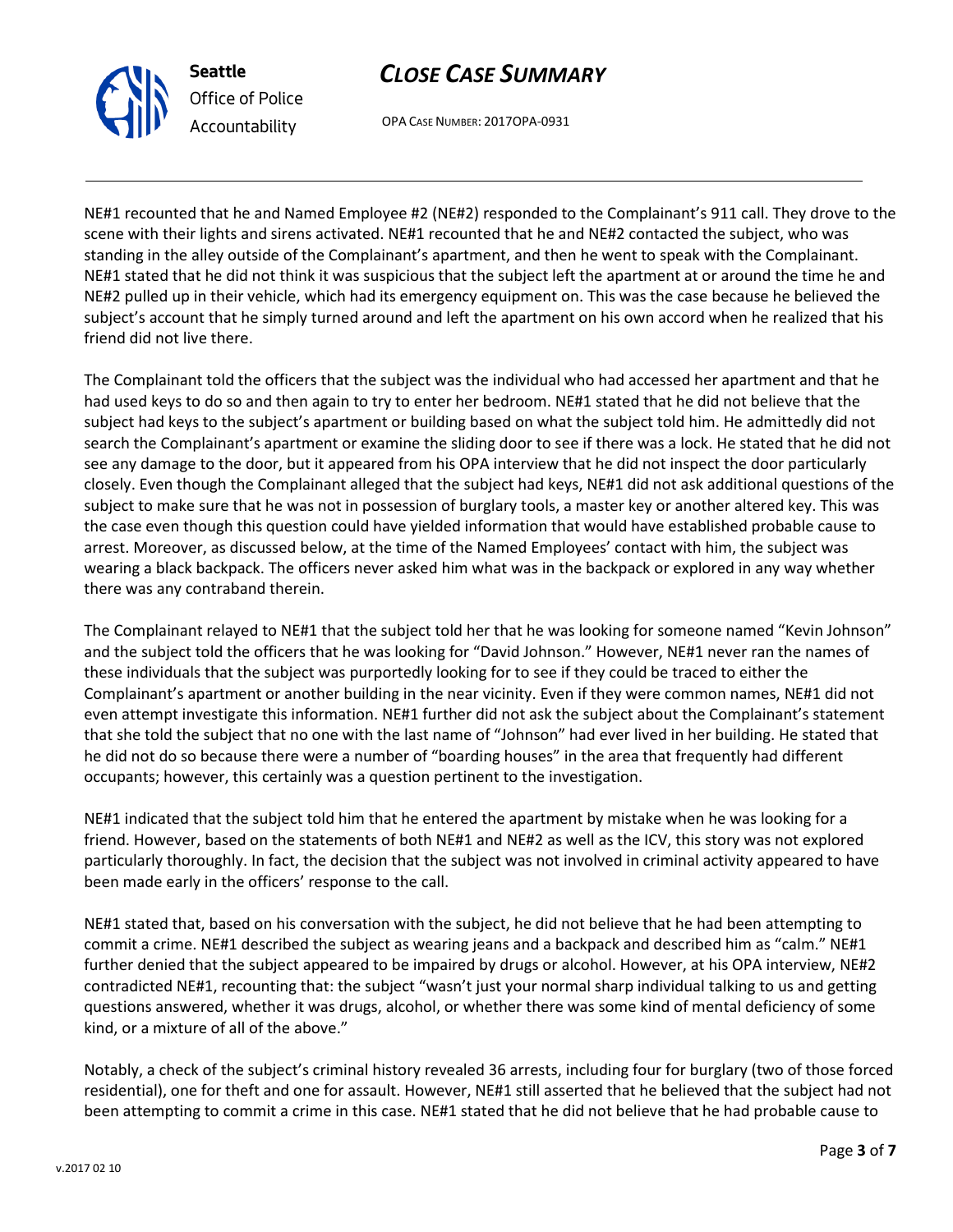NE#1 recounted that he and Named Employee #2 (NE#2) responded to the Complainant's 911 call. They drove to the scene with their lights and sirens activated. NE#1 recounted that he and NE#2 contacted the subject, who was standing in the alley outside of the Complainant's apartment, and then he went to speak with the Complainant. NE#1 stated that he did not think it was suspicious that the subject left the apartment at or around the time he and NE#2 pulled up in their vehicle, which had its emergency equipment on. This was the case because he believed the subject's account that he simply turned around and left the apartment on his own accord when he realized that his friend did not live there.

The Complainant told the officers that the subject was the individual who had accessed her apartment and that he had used keys to do so and then again to try to enter her bedroom. NE#1 stated that he did not believe that the subject had keys to the subject's apartment or building based on what the subject told him. He admittedly did not search the Complainant's apartment or examine the sliding door to see if there was a lock. He stated that he did not see any damage to the door, but it appeared from his OPA interview that he did not inspect the door particularly closely. Even though the Complainant alleged that the subject had keys, NE#1 did not ask additional questions of the subject to make sure that he was not in possession of burglary tools, a master key or another altered key. This was the case even though this question could have yielded information that would have established probable cause to arrest. Moreover, as discussed below, at the time of the Named Employees' contact with him, the subject was wearing a black backpack. The officers never asked him what was in the backpack or explored in any way whether there was any contraband therein.

The Complainant relayed to NE#1 that the subject told her that he was looking for someone named "Kevin Johnson" and the subject told the officers that he was looking for "David Johnson." However, NE#1 never ran the names of these individuals that the subject was purportedly looking for to see if they could be traced to either the Complainant's apartment or another building in the near vicinity. Even if they were common names, NE#1 did not even attempt investigate this information. NE#1 further did not ask the subject about the Complainant's statement that she told the subject that no one with the last name of "Johnson" had ever lived in her building. He stated that he did not do so because there were a number of "boarding houses" in the area that frequently had different occupants; however, this certainly was a question pertinent to the investigation.

NE#1 indicated that the subject told him that he entered the apartment by mistake when he was looking for a friend. However, based on the statements of both NE#1 and NE#2 as well as the ICV, this story was not explored particularly thoroughly. In fact, the decision that the subject was not involved in criminal activity appeared to have been made early in the officers' response to the call.

NE#1 stated that, based on his conversation with the subject, he did not believe that he had been attempting to commit a crime. NE#1 described the subject as wearing jeans and a backpack and described him as "calm." NE#1 further denied that the subject appeared to be impaired by drugs or alcohol. However, at his OPA interview, NE#2 contradicted NE#1, recounting that: the subject "wasn't just your normal sharp individual talking to us and getting questions answered, whether it was drugs, alcohol, or whether there was some kind of mental deficiency of some kind, or a mixture of all of the above."

Notably, a check of the subject's criminal history revealed 36 arrests, including four for burglary (two of those forced residential), one for theft and one for assault. However, NE#1 still asserted that he believed that the subject had not been attempting to commit a crime in this case. NE#1 stated that he did not believe that he had probable cause to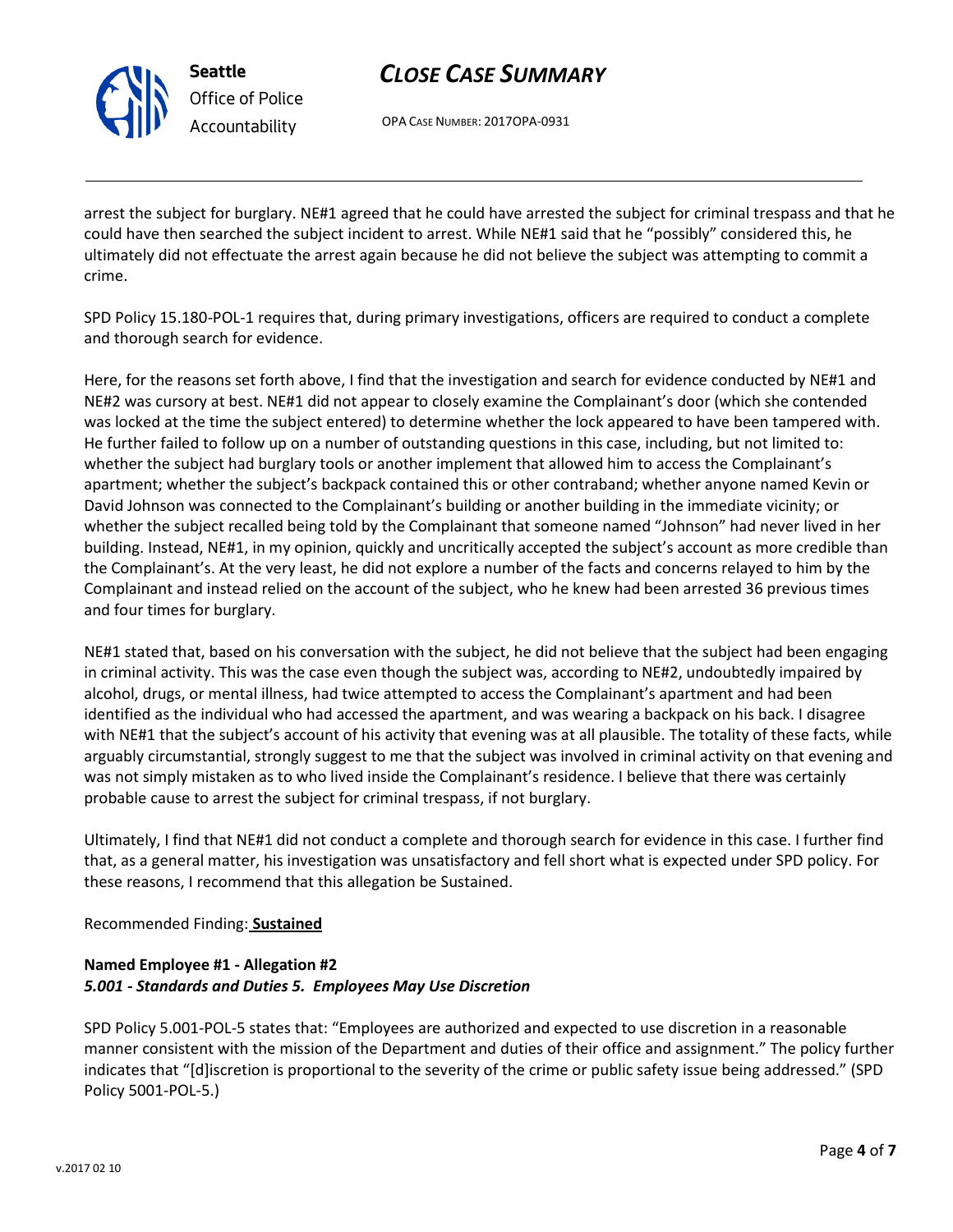arrest the subject for burglary. NE#1 agreed that he could have arrested the subject for criminal trespass and that he could have then searched the subject incident to arrest. While NE#1 said that he "possibly" considered this, he ultimately did not effectuate the arrest again because he did not believe the subject was attempting to commit a crime.

SPD Policy 15.180-POL-1 requires that, during primary investigations, officers are required to conduct a complete and thorough search for evidence.

Here, for the reasons set forth above, I find that the investigation and search for evidence conducted by NE#1 and NE#2 was cursory at best. NE#1 did not appear to closely examine the Complainant's door (which she contended was locked at the time the subject entered) to determine whether the lock appeared to have been tampered with. He further failed to follow up on a number of outstanding questions in this case, including, but not limited to: whether the subject had burglary tools or another implement that allowed him to access the Complainant's apartment; whether the subject's backpack contained this or other contraband; whether anyone named Kevin or David Johnson was connected to the Complainant's building or another building in the immediate vicinity; or whether the subject recalled being told by the Complainant that someone named "Johnson" had never lived in her building. Instead, NE#1, in my opinion, quickly and uncritically accepted the subject's account as more credible than the Complainant's. At the very least, he did not explore a number of the facts and concerns relayed to him by the Complainant and instead relied on the account of the subject, who he knew had been arrested 36 previous times and four times for burglary.

NE#1 stated that, based on his conversation with the subject, he did not believe that the subject had been engaging in criminal activity. This was the case even though the subject was, according to NE#2, undoubtedly impaired by alcohol, drugs, or mental illness, had twice attempted to access the Complainant's apartment and had been identified as the individual who had accessed the apartment, and was wearing a backpack on his back. I disagree with NE#1 that the subject's account of his activity that evening was at all plausible. The totality of these facts, while arguably circumstantial, strongly suggest to me that the subject was involved in criminal activity on that evening and was not simply mistaken as to who lived inside the Complainant's residence. I believe that there was certainly probable cause to arrest the subject for criminal trespass, if not burglary.

Ultimately, I find that NE#1 did not conduct a complete and thorough search for evidence in this case. I further find that, as a general matter, his investigation was unsatisfactory and fell short what is expected under SPD policy. For these reasons, I recommend that this allegation be Sustained.

Recommended Finding: **Sustained**

**Named Employee #1 - Allegation #2**
***5.001 - Standards and Duties 5. Employees May Use Discretion***

SPD Policy 5.001-POL-5 states that: "Employees are authorized and expected to use discretion in a reasonable manner consistent with the mission of the Department and duties of their office and assignment." The policy further indicates that "[d]iscretion is proportional to the severity of the crime or public safety issue being addressed." (SPD Policy 5001-POL-5.)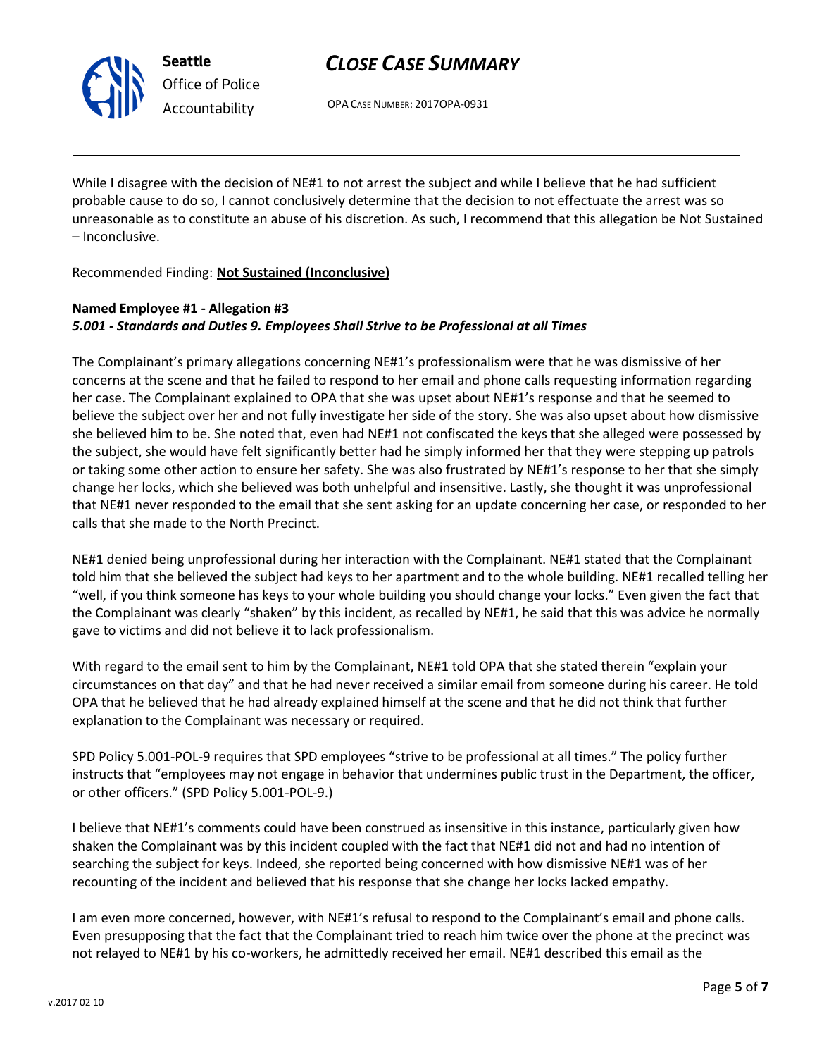While I disagree with the decision of NE#1 to not arrest the subject and while I believe that he had sufficient probable cause to do so, I cannot conclusively determine that the decision to not effectuate the arrest was so unreasonable as to constitute an abuse of his discretion. As such, I recommend that this allegation be Not Sustained – Inconclusive.

Recommended Finding: **Not Sustained (Inconclusive)**

**Named Employee #1 - Allegation #3**
***5.001 - Standards and Duties 9. Employees Shall Strive to be Professional at all Times***

The Complainant's primary allegations concerning NE#1's professionalism were that he was dismissive of her concerns at the scene and that he failed to respond to her email and phone calls requesting information regarding her case. The Complainant explained to OPA that she was upset about NE#1's response and that he seemed to believe the subject over her and not fully investigate her side of the story. She was also upset about how dismissive she believed him to be. She noted that, even had NE#1 not confiscated the keys that she alleged were possessed by the subject, she would have felt significantly better had he simply informed her that they were stepping up patrols or taking some other action to ensure her safety. She was also frustrated by NE#1's response to her that she simply change her locks, which she believed was both unhelpful and insensitive. Lastly, she thought it was unprofessional that NE#1 never responded to the email that she sent asking for an update concerning her case, or responded to her calls that she made to the North Precinct.

NE#1 denied being unprofessional during her interaction with the Complainant. NE#1 stated that the Complainant told him that she believed the subject had keys to her apartment and to the whole building. NE#1 recalled telling her "well, if you think someone has keys to your whole building you should change your locks." Even given the fact that the Complainant was clearly "shaken" by this incident, as recalled by NE#1, he said that this was advice he normally gave to victims and did not believe it to lack professionalism.

With regard to the email sent to him by the Complainant, NE#1 told OPA that she stated therein "explain your circumstances on that day" and that he had never received a similar email from someone during his career. He told OPA that he believed that he had already explained himself at the scene and that he did not think that further explanation to the Complainant was necessary or required.

SPD Policy 5.001-POL-9 requires that SPD employees "strive to be professional at all times." The policy further instructs that "employees may not engage in behavior that undermines public trust in the Department, the officer, or other officers." (SPD Policy 5.001-POL-9.)

I believe that NE#1's comments could have been construed as insensitive in this instance, particularly given how shaken the Complainant was by this incident coupled with the fact that NE#1 did not and had no intention of searching the subject for keys. Indeed, she reported being concerned with how dismissive NE#1 was of her recounting of the incident and believed that his response that she change her locks lacked empathy.

I am even more concerned, however, with NE#1's refusal to respond to the Complainant's email and phone calls. Even presupposing that the fact that the Complainant tried to reach him twice over the phone at the precinct was not relayed to NE#1 by his co-workers, he admittedly received her email. NE#1 described this email as the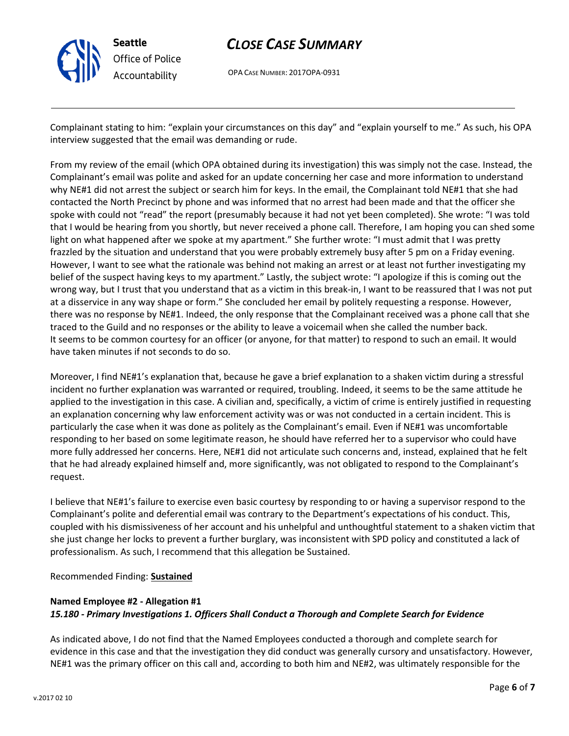Complainant stating to him: "explain your circumstances on this day" and "explain yourself to me." As such, his OPA interview suggested that the email was demanding or rude.

From my review of the email (which OPA obtained during its investigation) this was simply not the case. Instead, the Complainant's email was polite and asked for an update concerning her case and more information to understand why NE#1 did not arrest the subject or search him for keys. In the email, the Complainant told NE#1 that she had contacted the North Precinct by phone and was informed that no arrest had been made and that the officer she spoke with could not "read" the report (presumably because it had not yet been completed). She wrote: "I was told that I would be hearing from you shortly, but never received a phone call. Therefore, I am hoping you can shed some light on what happened after we spoke at my apartment." She further wrote: "I must admit that I was pretty frazzled by the situation and understand that you were probably extremely busy after 5 pm on a Friday evening. However, I want to see what the rationale was behind not making an arrest or at least not further investigating my belief of the suspect having keys to my apartment." Lastly, the subject wrote: "I apologize if this is coming out the wrong way, but I trust that you understand that as a victim in this break-in, I want to be reassured that I was not put at a disservice in any way shape or form." She concluded her email by politely requesting a response. However, there was no response by NE#1. Indeed, the only response that the Complainant received was a phone call that she traced to the Guild and no responses or the ability to leave a voicemail when she called the number back. It seems to be common courtesy for an officer (or anyone, for that matter) to respond to such an email. It would have taken minutes if not seconds to do so.

Moreover, I find NE#1's explanation that, because he gave a brief explanation to a shaken victim during a stressful incident no further explanation was warranted or required, troubling. Indeed, it seems to be the same attitude he applied to the investigation in this case. A civilian and, specifically, a victim of crime is entirely justified in requesting an explanation concerning why law enforcement activity was or was not conducted in a certain incident. This is particularly the case when it was done as politely as the Complainant's email. Even if NE#1 was uncomfortable responding to her based on some legitimate reason, he should have referred her to a supervisor who could have more fully addressed her concerns. Here, NE#1 did not articulate such concerns and, instead, explained that he felt that he had already explained himself and, more significantly, was not obligated to respond to the Complainant's request.

I believe that NE#1's failure to exercise even basic courtesy by responding to or having a supervisor respond to the Complainant's polite and deferential email was contrary to the Department's expectations of his conduct. This, coupled with his dismissiveness of her account and his unhelpful and unthoughtful statement to a shaken victim that she just change her locks to prevent a further burglary, was inconsistent with SPD policy and constituted a lack of professionalism. As such, I recommend that this allegation be Sustained.

Recommended Finding: **Sustained**

**Named Employee #2 - Allegation #1**
***15.180 - Primary Investigations 1. Officers Shall Conduct a Thorough and Complete Search for Evidence***

As indicated above, I do not find that the Named Employees conducted a thorough and complete search for evidence in this case and that the investigation they did conduct was generally cursory and unsatisfactory. However, NE#1 was the primary officer on this call and, according to both him and NE#2, was ultimately responsible for the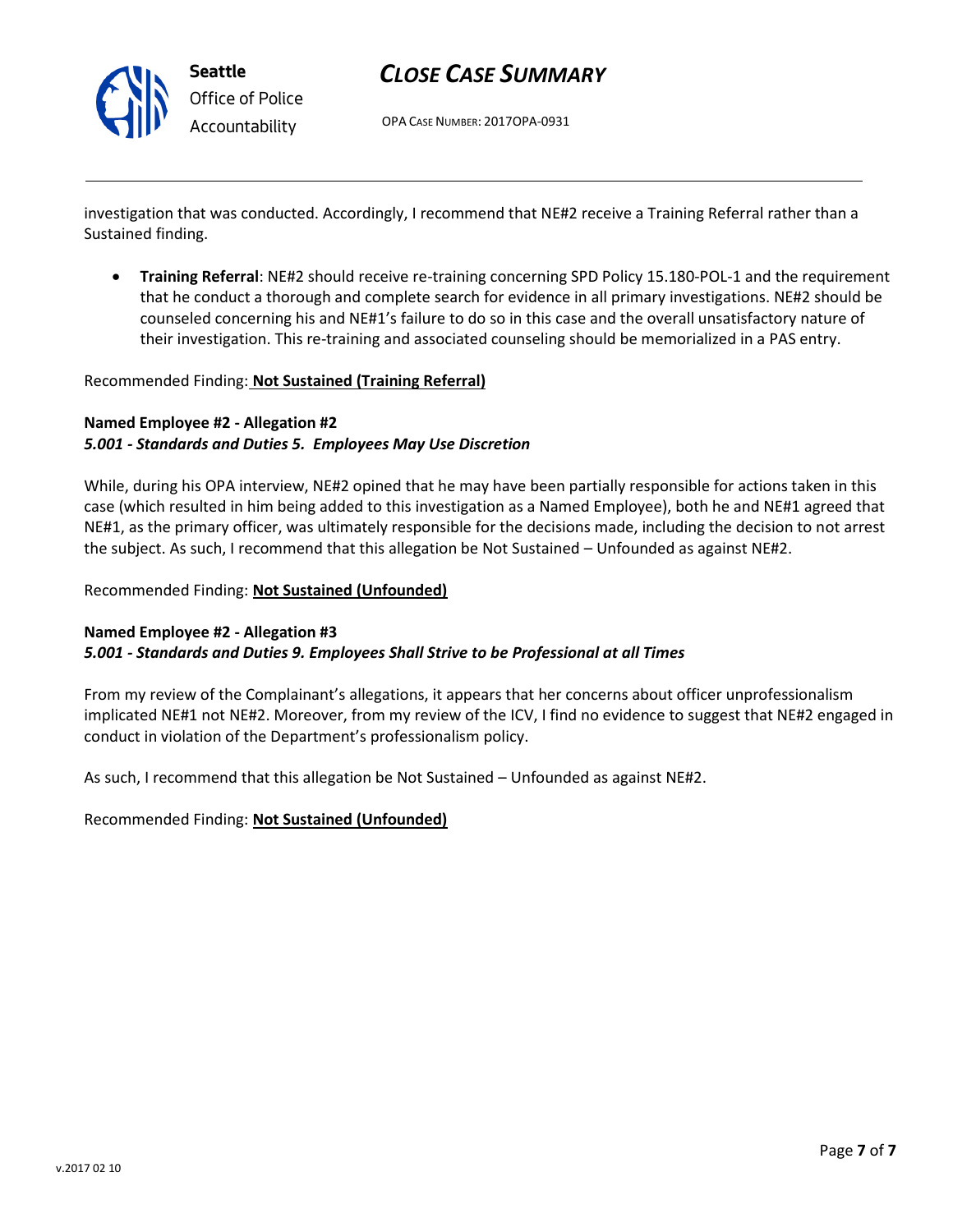investigation that was conducted. Accordingly, I recommend that NE#2 receive a Training Referral rather than a Sustained finding.

- **Training Referral**: NE#2 should receive re-training concerning SPD Policy 15.180-POL-1 and the requirement that he conduct a thorough and complete search for evidence in all primary investigations. NE#2 should be counseled concerning his and NE#1's failure to do so in this case and the overall unsatisfactory nature of their investigation. This re-training and associated counseling should be memorialized in a PAS entry.

Recommended Finding: **Not Sustained (Training Referral)**

**Named Employee #2 - Allegation #2**
***5.001 - Standards and Duties 5. Employees May Use Discretion***

While, during his OPA interview, NE#2 opined that he may have been partially responsible for actions taken in this case (which resulted in him being added to this investigation as a Named Employee), both he and NE#1 agreed that NE#1, as the primary officer, was ultimately responsible for the decisions made, including the decision to not arrest the subject. As such, I recommend that this allegation be Not Sustained – Unfounded as against NE#2.

Recommended Finding: **Not Sustained (Unfounded)**

**Named Employee #2 - Allegation #3**
***5.001 - Standards and Duties 9. Employees Shall Strive to be Professional at all Times***

From my review of the Complainant's allegations, it appears that her concerns about officer unprofessionalism implicated NE#1 not NE#2. Moreover, from my review of the ICV, I find no evidence to suggest that NE#2 engaged in conduct in violation of the Department's professionalism policy.

As such, I recommend that this allegation be Not Sustained – Unfounded as against NE#2.

Recommended Finding: **Not Sustained (Unfounded)**